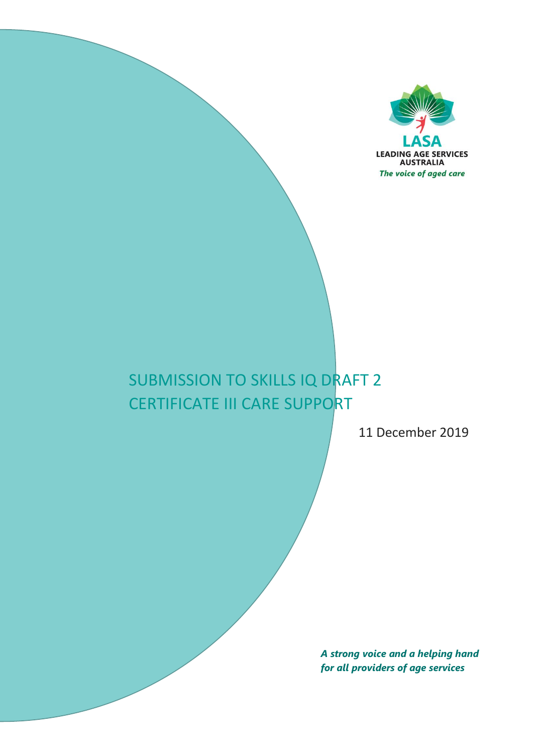LASA

LEADING AGE SERVICES AUSTRALIA

*The voice of aged care*

# SUBMISSION TO SKILLS IQ DRAFT 2 CERTIFICATE III CARE SUPPORT

11 December 2019

***A strong voice and a helping hand for all providers of age services***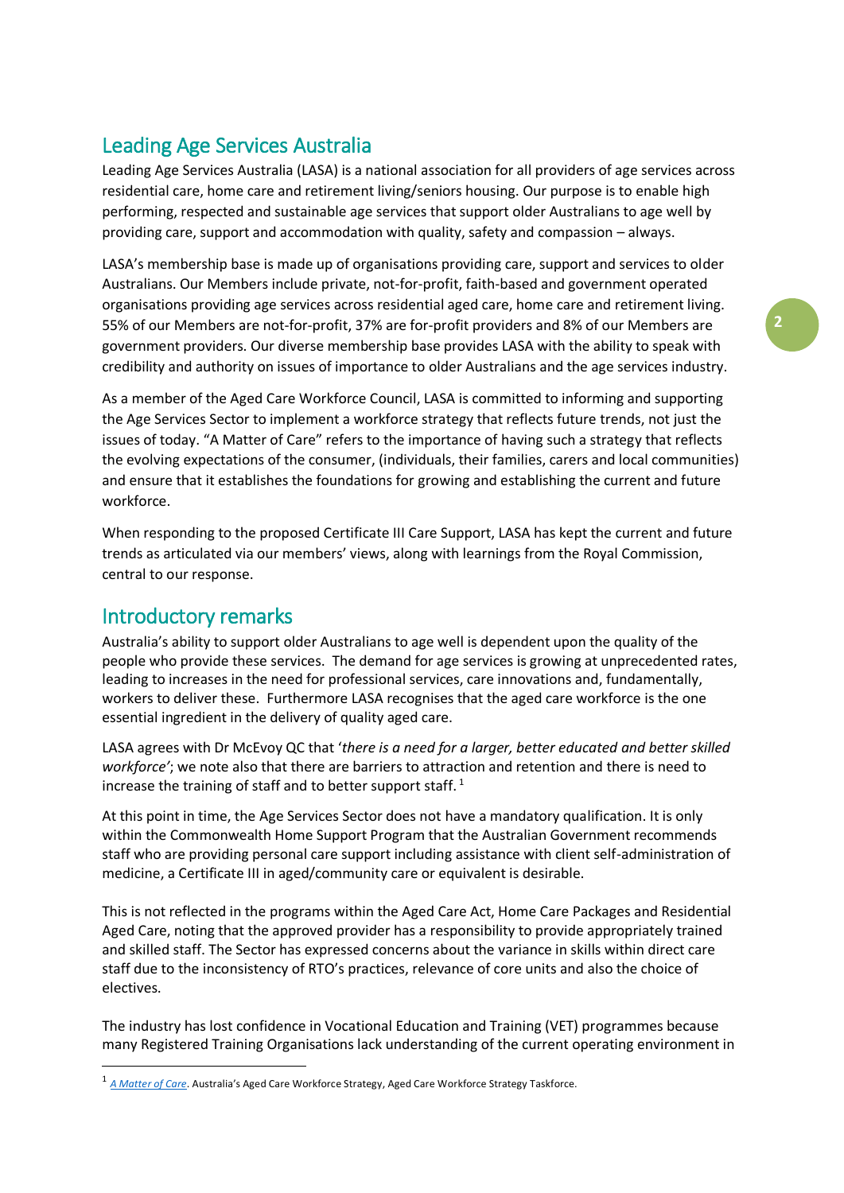## Leading Age Services Australia

Leading Age Services Australia (LASA) is a national association for all providers of age services across residential care, home care and retirement living/seniors housing. Our purpose is to enable high performing, respected and sustainable age services that support older Australians to age well by providing care, support and accommodation with quality, safety and compassion – always.

LASA's membership base is made up of organisations providing care, support and services to older Australians. Our Members include private, not-for-profit, faith-based and government operated organisations providing age services across residential aged care, home care and retirement living. 55% of our Members are not-for-profit, 37% are for-profit providers and 8% of our Members are government providers. Our diverse membership base provides LASA with the ability to speak with credibility and authority on issues of importance to older Australians and the age services industry.

As a member of the Aged Care Workforce Council, LASA is committed to informing and supporting the Age Services Sector to implement a workforce strategy that reflects future trends, not just the issues of today. "A Matter of Care" refers to the importance of having such a strategy that reflects the evolving expectations of the consumer, (individuals, their families, carers and local communities) and ensure that it establishes the foundations for growing and establishing the current and future workforce.

When responding to the proposed Certificate III Care Support, LASA has kept the current and future trends as articulated via our members' views, along with learnings from the Royal Commission, central to our response.

## Introductory remarks

Australia's ability to support older Australians to age well is dependent upon the quality of the people who provide these services. The demand for age services is growing at unprecedented rates, leading to increases in the need for professional services, care innovations and, fundamentally, workers to deliver these. Furthermore LASA recognises that the aged care workforce is the one essential ingredient in the delivery of quality aged care.

LASA agrees with Dr McEvoy QC that '*there is a need for a larger, better educated and better skilled workforce'*; we note also that there are barriers to attraction and retention and there is need to increase the training of staff and to better support staff. [1]

At this point in time, the Age Services Sector does not have a mandatory qualification. It is only within the Commonwealth Home Support Program that the Australian Government recommends staff who are providing personal care support including assistance with client self-administration of medicine, a Certificate III in aged/community care or equivalent is desirable.

This is not reflected in the programs within the Aged Care Act, Home Care Packages and Residential Aged Care, noting that the approved provider has a responsibility to provide appropriately trained and skilled staff. The Sector has expressed concerns about the variance in skills within direct care staff due to the inconsistency of RTO's practices, relevance of core units and also the choice of electives.

The industry has lost confidence in Vocational Education and Training (VET) programmes because many Registered Training Organisations lack understanding of the current operating environment in

---

[1] *A Matter of Care*. Australia's Aged Care Workforce Strategy, Aged Care Workforce Strategy Taskforce.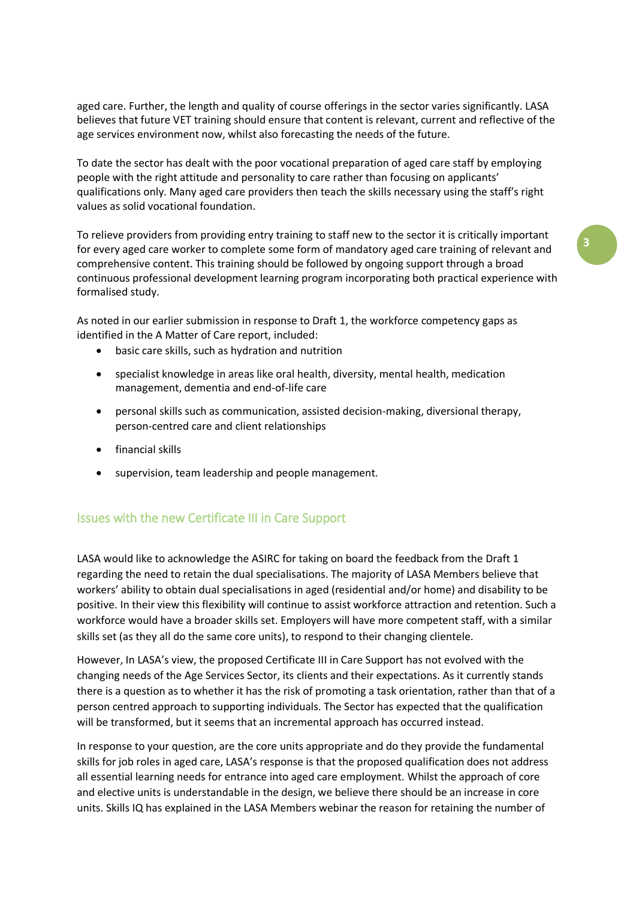aged care. Further, the length and quality of course offerings in the sector varies significantly. LASA believes that future VET training should ensure that content is relevant, current and reflective of the age services environment now, whilst also forecasting the needs of the future.

To date the sector has dealt with the poor vocational preparation of aged care staff by employing people with the right attitude and personality to care rather than focusing on applicants' qualifications only. Many aged care providers then teach the skills necessary using the staff's right values as solid vocational foundation.

To relieve providers from providing entry training to staff new to the sector it is critically important for every aged care worker to complete some form of mandatory aged care training of relevant and comprehensive content. This training should be followed by ongoing support through a broad continuous professional development learning program incorporating both practical experience with formalised study.

As noted in our earlier submission in response to Draft 1, the workforce competency gaps as identified in the A Matter of Care report, included:

- basic care skills, such as hydration and nutrition
- specialist knowledge in areas like oral health, diversity, mental health, medication management, dementia and end-of-life care
- personal skills such as communication, assisted decision-making, diversional therapy, person-centred care and client relationships
- financial skills
- supervision, team leadership and people management.

## Issues with the new Certificate III in Care Support

LASA would like to acknowledge the ASIRC for taking on board the feedback from the Draft 1 regarding the need to retain the dual specialisations. The majority of LASA Members believe that workers' ability to obtain dual specialisations in aged (residential and/or home) and disability to be positive. In their view this flexibility will continue to assist workforce attraction and retention. Such a workforce would have a broader skills set. Employers will have more competent staff, with a similar skills set (as they all do the same core units), to respond to their changing clientele.

However, In LASA's view, the proposed Certificate III in Care Support has not evolved with the changing needs of the Age Services Sector, its clients and their expectations. As it currently stands there is a question as to whether it has the risk of promoting a task orientation, rather than that of a person centred approach to supporting individuals. The Sector has expected that the qualification will be transformed, but it seems that an incremental approach has occurred instead.

In response to your question, are the core units appropriate and do they provide the fundamental skills for job roles in aged care, LASA's response is that the proposed qualification does not address all essential learning needs for entrance into aged care employment. Whilst the approach of core and elective units is understandable in the design, we believe there should be an increase in core units. Skills IQ has explained in the LASA Members webinar the reason for retaining the number of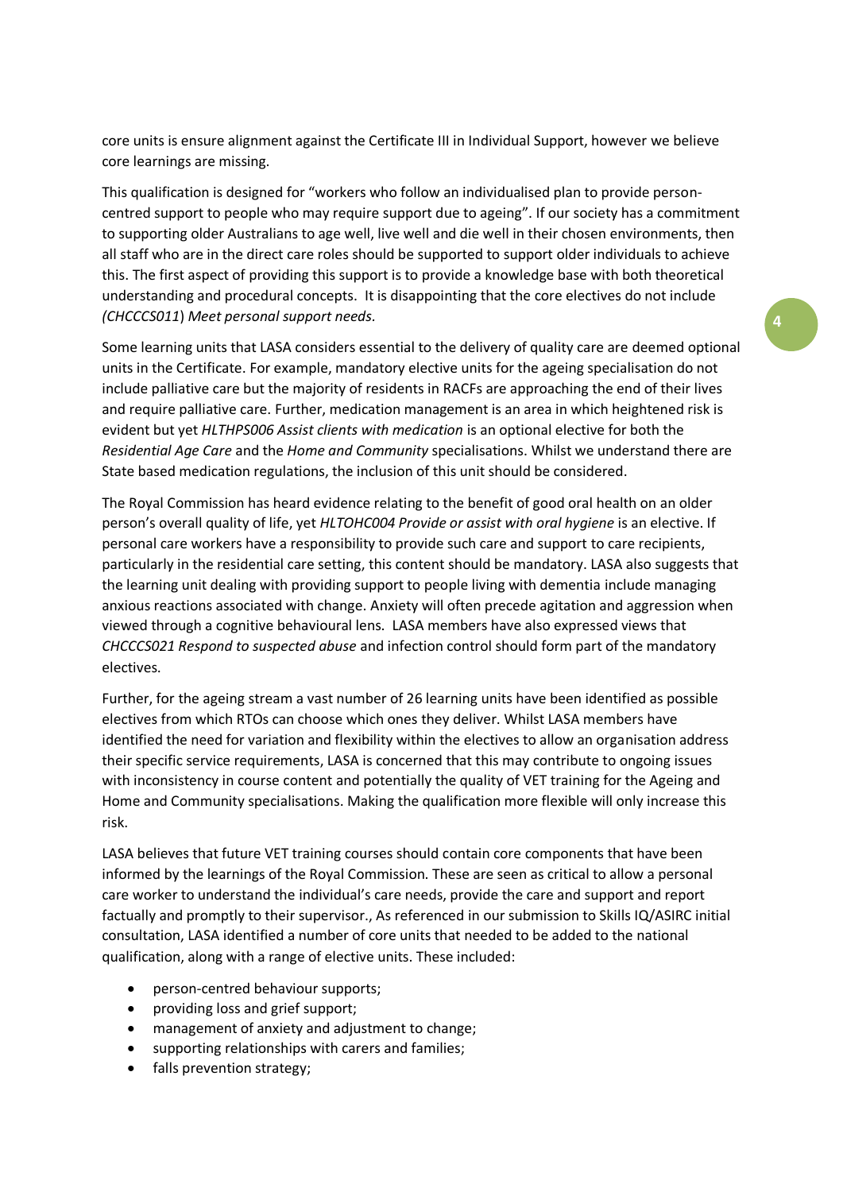core units is ensure alignment against the Certificate III in Individual Support, however we believe core learnings are missing.

This qualification is designed for "workers who follow an individualised plan to provide person-centred support to people who may require support due to ageing". If our society has a commitment to supporting older Australians to age well, live well and die well in their chosen environments, then all staff who are in the direct care roles should be supported to support older individuals to achieve this. The first aspect of providing this support is to provide a knowledge base with both theoretical understanding and procedural concepts. It is disappointing that the core electives do not include *(CHCCCS011*) *Meet personal support needs.*

Some learning units that LASA considers essential to the delivery of quality care are deemed optional units in the Certificate. For example, mandatory elective units for the ageing specialisation do not include palliative care but the majority of residents in RACFs are approaching the end of their lives and require palliative care. Further, medication management is an area in which heightened risk is evident but yet *HLTHPS006 Assist clients with medication* is an optional elective for both the *Residential Age Care* and the *Home and Community* specialisations. Whilst we understand there are State based medication regulations, the inclusion of this unit should be considered.

The Royal Commission has heard evidence relating to the benefit of good oral health on an older person's overall quality of life, yet *HLTOHC004 Provide or assist with oral hygiene* is an elective. If personal care workers have a responsibility to provide such care and support to care recipients, particularly in the residential care setting, this content should be mandatory. LASA also suggests that the learning unit dealing with providing support to people living with dementia include managing anxious reactions associated with change. Anxiety will often precede agitation and aggression when viewed through a cognitive behavioural lens. LASA members have also expressed views that *CHCCCS021 Respond to suspected abuse* and infection control should form part of the mandatory electives.

Further, for the ageing stream a vast number of 26 learning units have been identified as possible electives from which RTOs can choose which ones they deliver. Whilst LASA members have identified the need for variation and flexibility within the electives to allow an organisation address their specific service requirements, LASA is concerned that this may contribute to ongoing issues with inconsistency in course content and potentially the quality of VET training for the Ageing and Home and Community specialisations. Making the qualification more flexible will only increase this risk.

LASA believes that future VET training courses should contain core components that have been informed by the learnings of the Royal Commission. These are seen as critical to allow a personal care worker to understand the individual's care needs, provide the care and support and report factually and promptly to their supervisor., As referenced in our submission to Skills IQ/ASIRC initial consultation, LASA identified a number of core units that needed to be added to the national qualification, along with a range of elective units. These included:

- person-centred behaviour supports;
- providing loss and grief support;
- management of anxiety and adjustment to change;
- supporting relationships with carers and families;
- falls prevention strategy;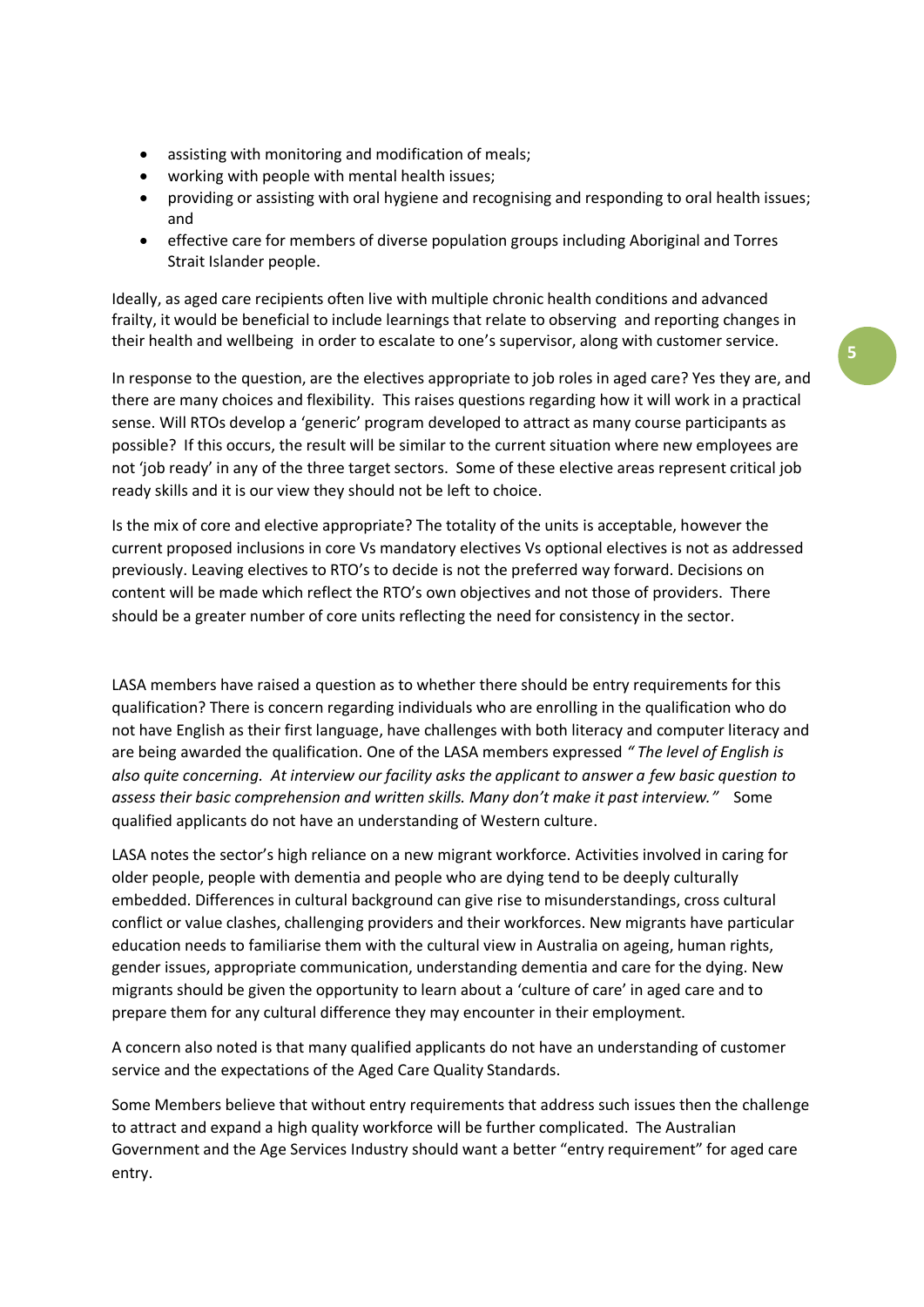- assisting with monitoring and modification of meals;
- working with people with mental health issues;
- providing or assisting with oral hygiene and recognising and responding to oral health issues; and
- effective care for members of diverse population groups including Aboriginal and Torres Strait Islander people.

Ideally, as aged care recipients often live with multiple chronic health conditions and advanced frailty, it would be beneficial to include learnings that relate to observing and reporting changes in their health and wellbeing in order to escalate to one's supervisor, along with customer service.

In response to the question, are the electives appropriate to job roles in aged care? Yes they are, and there are many choices and flexibility. This raises questions regarding how it will work in a practical sense. Will RTOs develop a 'generic' program developed to attract as many course participants as possible? If this occurs, the result will be similar to the current situation where new employees are not 'job ready' in any of the three target sectors. Some of these elective areas represent critical job ready skills and it is our view they should not be left to choice.

Is the mix of core and elective appropriate? The totality of the units is acceptable, however the current proposed inclusions in core Vs mandatory electives Vs optional electives is not as addressed previously. Leaving electives to RTO's to decide is not the preferred way forward. Decisions on content will be made which reflect the RTO's own objectives and not those of providers. There should be a greater number of core units reflecting the need for consistency in the sector.

LASA members have raised a question as to whether there should be entry requirements for this qualification? There is concern regarding individuals who are enrolling in the qualification who do not have English as their first language, have challenges with both literacy and computer literacy and are being awarded the qualification. One of the LASA members expressed *" The level of English is also quite concerning. At interview our facility asks the applicant to answer a few basic question to assess their basic comprehension and written skills. Many don't make it past interview."* Some qualified applicants do not have an understanding of Western culture.

LASA notes the sector's high reliance on a new migrant workforce. Activities involved in caring for older people, people with dementia and people who are dying tend to be deeply culturally embedded. Differences in cultural background can give rise to misunderstandings, cross cultural conflict or value clashes, challenging providers and their workforces. New migrants have particular education needs to familiarise them with the cultural view in Australia on ageing, human rights, gender issues, appropriate communication, understanding dementia and care for the dying. New migrants should be given the opportunity to learn about a 'culture of care' in aged care and to prepare them for any cultural difference they may encounter in their employment.

A concern also noted is that many qualified applicants do not have an understanding of customer service and the expectations of the Aged Care Quality Standards.

Some Members believe that without entry requirements that address such issues then the challenge to attract and expand a high quality workforce will be further complicated. The Australian Government and the Age Services Industry should want a better "entry requirement" for aged care entry.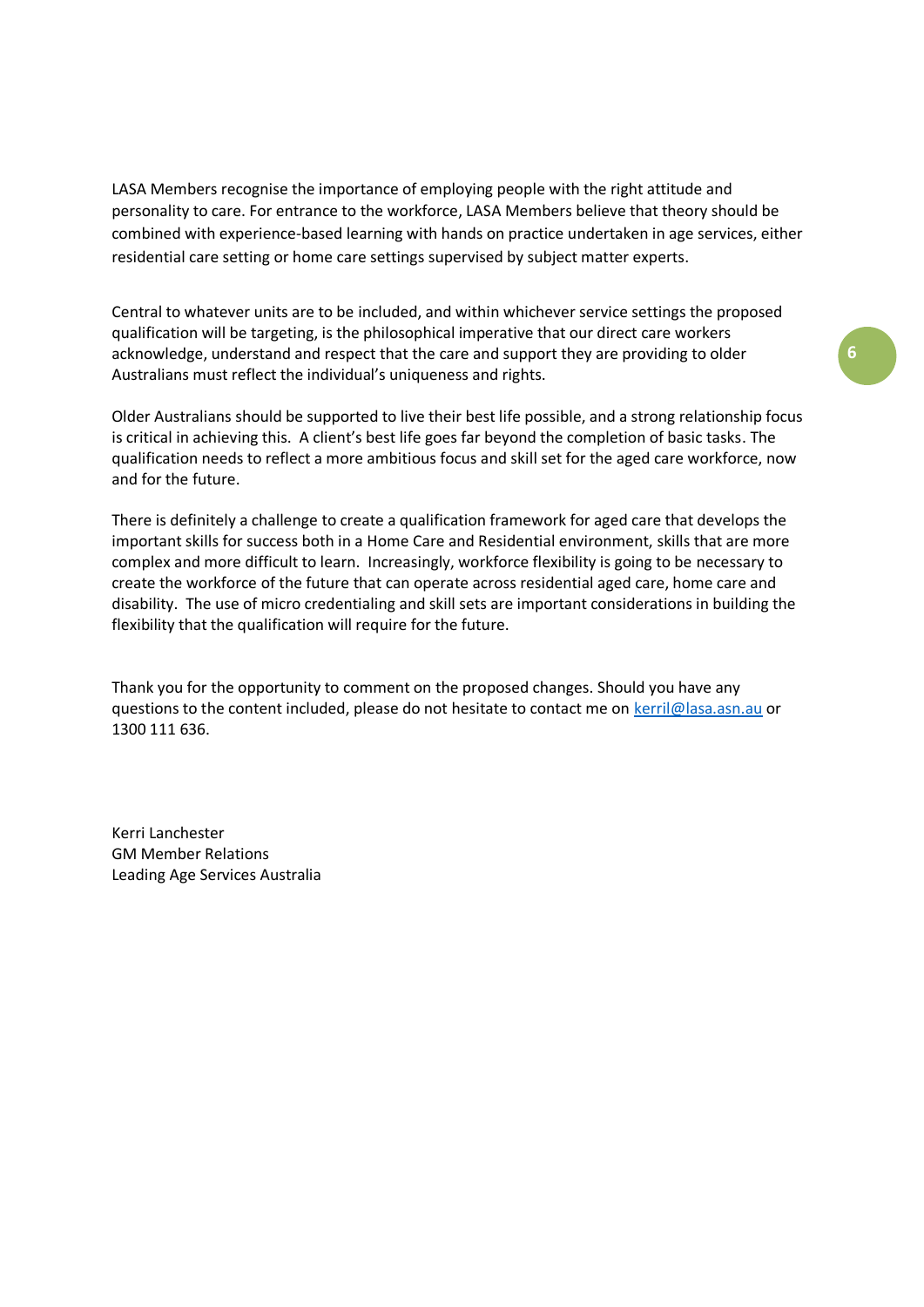LASA Members recognise the importance of employing people with the right attitude and personality to care. For entrance to the workforce, LASA Members believe that theory should be combined with experience-based learning with hands on practice undertaken in age services, either residential care setting or home care settings supervised by subject matter experts.

Central to whatever units are to be included, and within whichever service settings the proposed qualification will be targeting, is the philosophical imperative that our direct care workers acknowledge, understand and respect that the care and support they are providing to older Australians must reflect the individual's uniqueness and rights.

Older Australians should be supported to live their best life possible, and a strong relationship focus is critical in achieving this. A client's best life goes far beyond the completion of basic tasks. The qualification needs to reflect a more ambitious focus and skill set for the aged care workforce, now and for the future.

There is definitely a challenge to create a qualification framework for aged care that develops the important skills for success both in a Home Care and Residential environment, skills that are more complex and more difficult to learn. Increasingly, workforce flexibility is going to be necessary to create the workforce of the future that can operate across residential aged care, home care and disability. The use of micro credentialing and skill sets are important considerations in building the flexibility that the qualification will require for the future.

Thank you for the opportunity to comment on the proposed changes. Should you have any questions to the content included, please do not hesitate to contact me on [kerril@lasa.asn.au](mailto:kerril@lasa.asn.au) or 1300 111 636.

Kerri Lanchester
GM Member Relations
Leading Age Services Australia